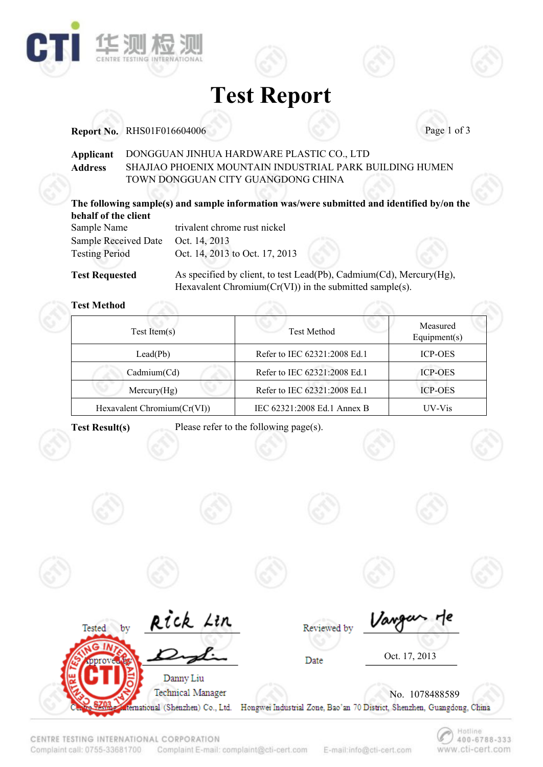CTI 华测检测 CENTRE TESTING INTERNATIONAL

# Test Report

**Report No.** RHS01F016604006

**Applicant** DONGGUAN JINHUA HARDWARE PLASTIC CO., LTD

**Address** SHAJIAO PHOENIX MOUNTAIN INDUSTRIAL PARK BUILDING HUMEN TOWN DONGGUAN CITY GUANGDONG CHINA

**The following sample(s) and sample information was/were submitted and identified by/on the behalf of the client**

Sample Name trivalent chrome rust nickel

Sample Received Date Oct. 14, 2013

Testing Period Oct. 14, 2013 to Oct. 17, 2013

**Test Requested** As specified by client, to test Lead(Pb), Cadmium(Cd), Mercury(Hg), Hexavalent Chromium(Cr(VI)) in the submitted sample(s).

**Test Method**

| Test Item(s) | Test Method | Measured Equipment(s) |
|---|---|---|
| Lead(Pb) | Refer to IEC 62321:2008 Ed.1 | ICP-OES |
| Cadmium(Cd) | Refer to IEC 62321:2008 Ed.1 | ICP-OES |
| Mercury(Hg) | Refer to IEC 62321:2008 Ed.1 | ICP-OES |
| Hexavalent Chromium(Cr(VI)) | IEC 62321:2008 Ed.1 Annex B | UV-Vis |

**Test Result(s)** Please refer to the following page(s).

Tested by Rick Lin

Reviewed by Vangan He

Approved by Danny Liu

Danny Liu
Technical Manager

Date Oct. 17, 2013

No. 1078488589

Centre Testing International (Shenzhen) Co., Ltd. Hongwei Industrial Zone, Bao'an 70 District, Shenzhen, Guangdong, China

CENTRE TESTING INTERNATIONAL CORPORATION
Complaint call: 0755-33681700 Complaint E-mail: complaint@cti-cert.com E-mail: info@cti-cert.com Hotline 400-6788-333 www.cti-cert.com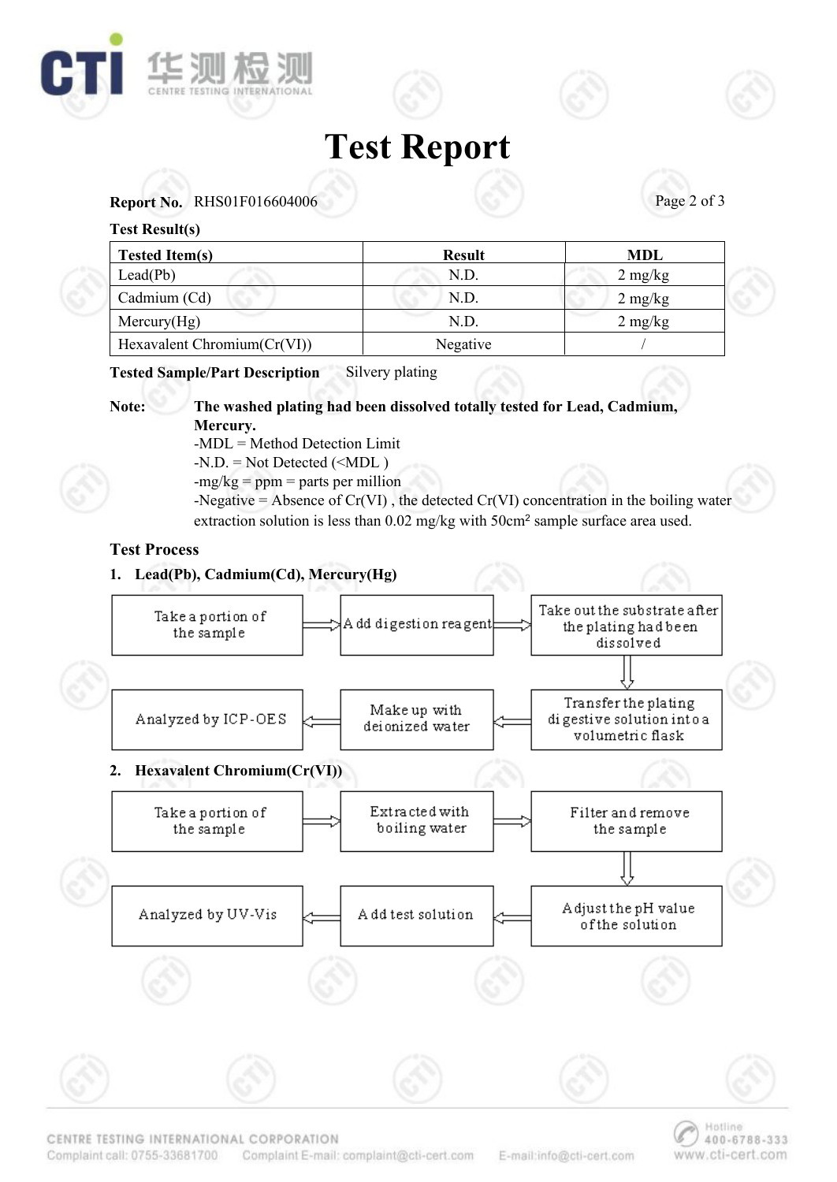# Test Report

**Report No.** RHS01F016604006

**Test Result(s)**

| Tested Item(s) | Result | MDL |
|---|---|---|
| Lead(Pb) | N.D. | 2 mg/kg |
| Cadmium (Cd) | N.D. | 2 mg/kg |
| Mercury(Hg) | N.D. | 2 mg/kg |
| Hexavalent Chromium(Cr(VI)) | Negative | / |

**Tested Sample/Part Description** Silvery plating

**Note:** **The washed plating had been dissolved totally tested for Lead, Cadmium, Mercury.**

-MDL = Method Detection Limit

-N.D. = Not Detected (<MDL )

-mg/kg = ppm = parts per million

-Negative = Absence of Cr(VI) , the detected Cr(VI) concentration in the boiling water extraction solution is less than 0.02 mg/kg with 50cm² sample surface area used.

**Test Process**

**1. Lead(Pb), Cadmium(Cd), Mercury(Hg)**

Take a portion of the sample → Add digestion reagent → Take out the substrate after the plating had been dissolved → Transfer the plating digestive solution into a volumetric flask → Make up with deionized water → Analyzed by ICP-OES

**2. Hexavalent Chromium(Cr(VI))**

Take a portion of the sample → Extracted with boiling water → Filter and remove the sample → Adjust the pH value of the solution → Add test solution → Analyzed by UV-Vis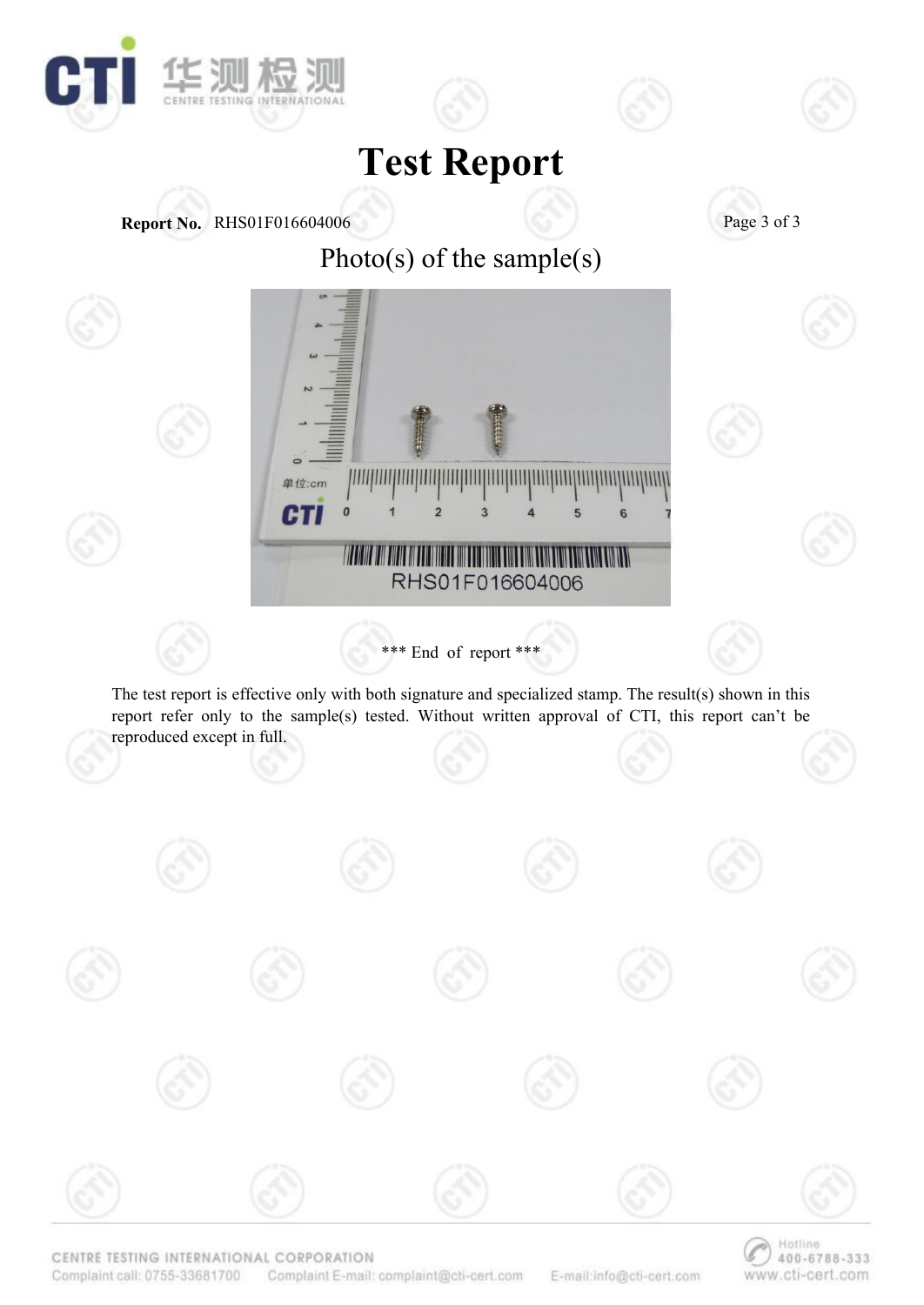# Test Report

**Report No.** RHS01F016604006

Photo(s) of the sample(s)

*** End of report ***

The test report is effective only with both signature and specialized stamp. The result(s) shown in this report refer only to the sample(s) tested. Without written approval of CTI, this report can't be reproduced except in full.